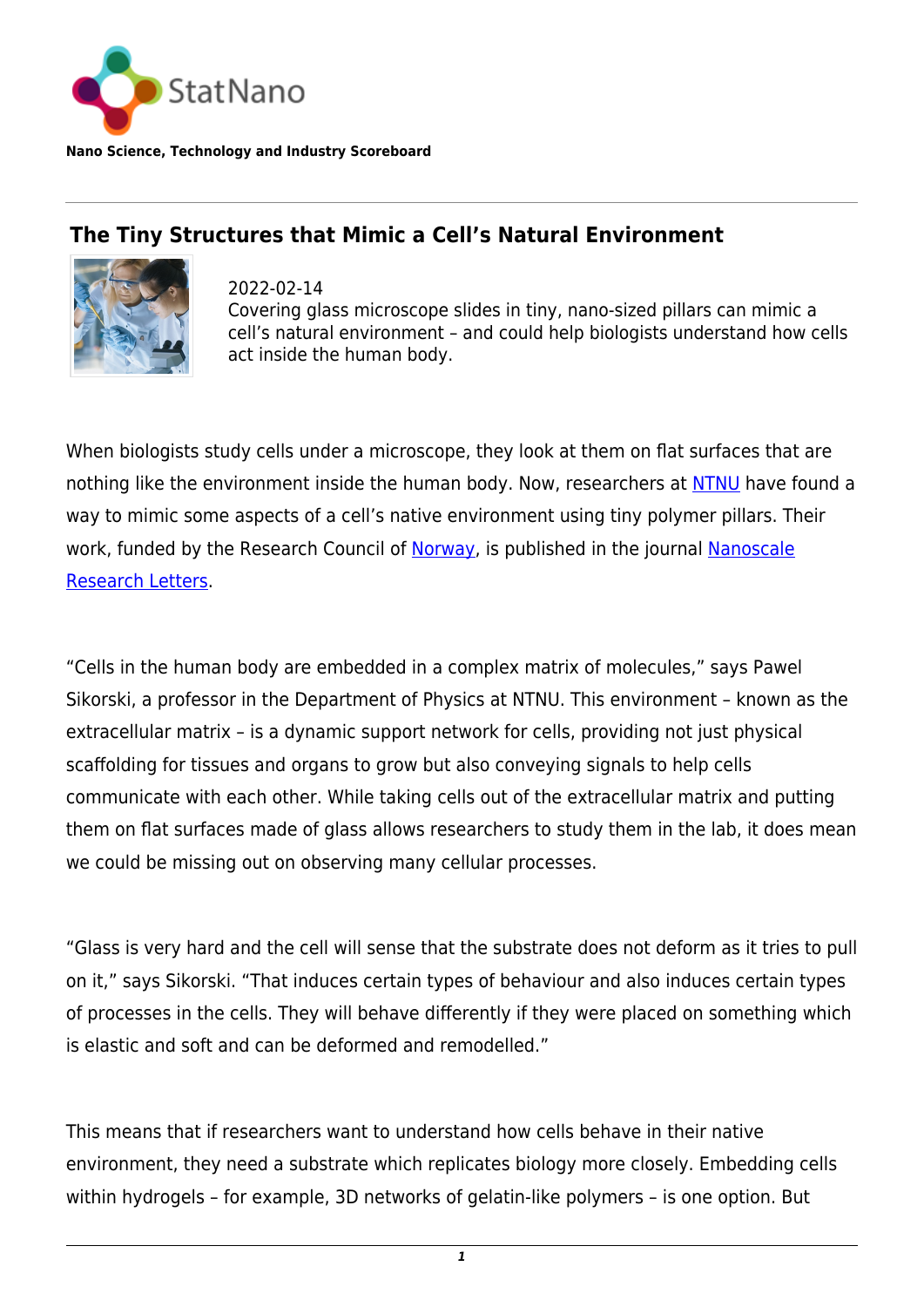Nano Science, Technology and Industry Scoreboard

# The Tiny Structures that Mimic a Cell's Natural Environment

2022-02-14
Covering glass microscope slides in tiny, nano-sized pillars can mimic a cell's natural environment – and could help biologists understand how cells act inside the human body.

When biologists study cells under a microscope, they look at them on flat surfaces that are nothing like the environment inside the human body. Now, researchers at NTNU have found a way to mimic some aspects of a cell's native environment using tiny polymer pillars. Their work, funded by the Research Council of Norway, is published in the journal Nanoscale Research Letters.

"Cells in the human body are embedded in a complex matrix of molecules," says Pawel Sikorski, a professor in the Department of Physics at NTNU. This environment – known as the extracellular matrix – is a dynamic support network for cells, providing not just physical scaffolding for tissues and organs to grow but also conveying signals to help cells communicate with each other. While taking cells out of the extracellular matrix and putting them on flat surfaces made of glass allows researchers to study them in the lab, it does mean we could be missing out on observing many cellular processes.

"Glass is very hard and the cell will sense that the substrate does not deform as it tries to pull on it," says Sikorski. "That induces certain types of behaviour and also induces certain types of processes in the cells. They will behave differently if they were placed on something which is elastic and soft and can be deformed and remodelled."

This means that if researchers want to understand how cells behave in their native environment, they need a substrate which replicates biology more closely. Embedding cells within hydrogels – for example, 3D networks of gelatin-like polymers – is one option. But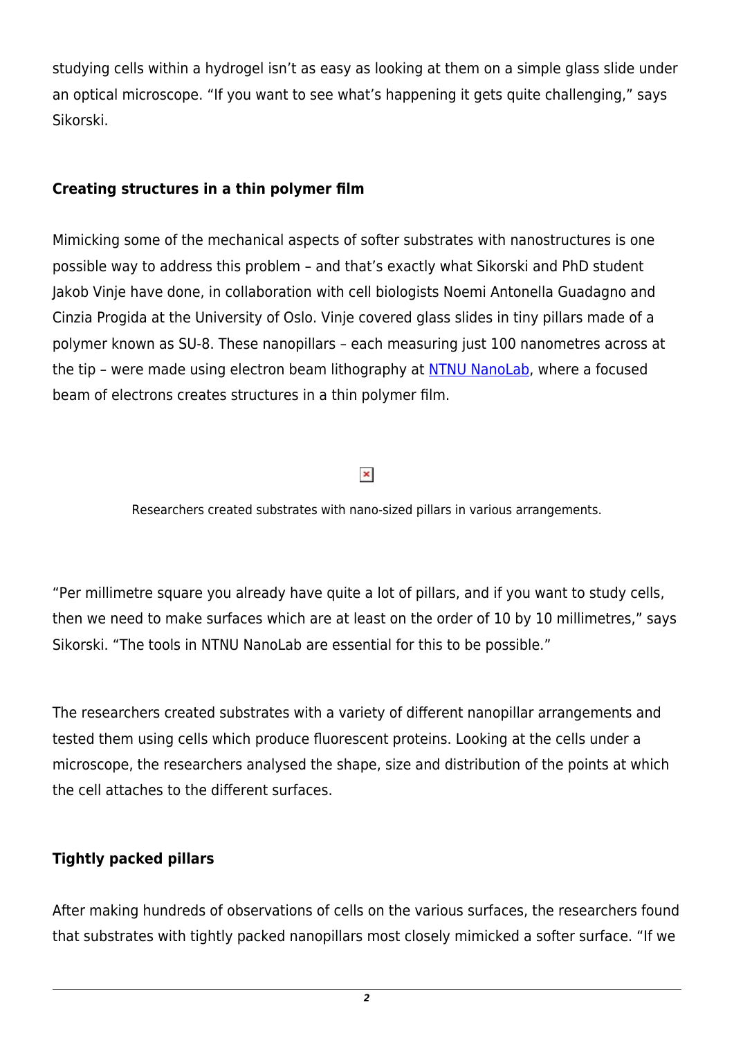studying cells within a hydrogel isn't as easy as looking at them on a simple glass slide under an optical microscope. "If you want to see what's happening it gets quite challenging," says Sikorski.

**Creating structures in a thin polymer film**

Mimicking some of the mechanical aspects of softer substrates with nanostructures is one possible way to address this problem – and that's exactly what Sikorski and PhD student Jakob Vinje have done, in collaboration with cell biologists Noemi Antonella Guadagno and Cinzia Progida at the University of Oslo. Vinje covered glass slides in tiny pillars made of a polymer known as SU-8. These nanopillars – each measuring just 100 nanometres across at the tip – were made using electron beam lithography at NTNU NanoLab, where a focused beam of electrons creates structures in a thin polymer film.

Researchers created substrates with nano-sized pillars in various arrangements.

"Per millimetre square you already have quite a lot of pillars, and if you want to study cells, then we need to make surfaces which are at least on the order of 10 by 10 millimetres," says Sikorski. "The tools in NTNU NanoLab are essential for this to be possible."

The researchers created substrates with a variety of different nanopillar arrangements and tested them using cells which produce fluorescent proteins. Looking at the cells under a microscope, the researchers analysed the shape, size and distribution of the points at which the cell attaches to the different surfaces.

**Tightly packed pillars**

After making hundreds of observations of cells on the various surfaces, the researchers found that substrates with tightly packed nanopillars most closely mimicked a softer surface. "If we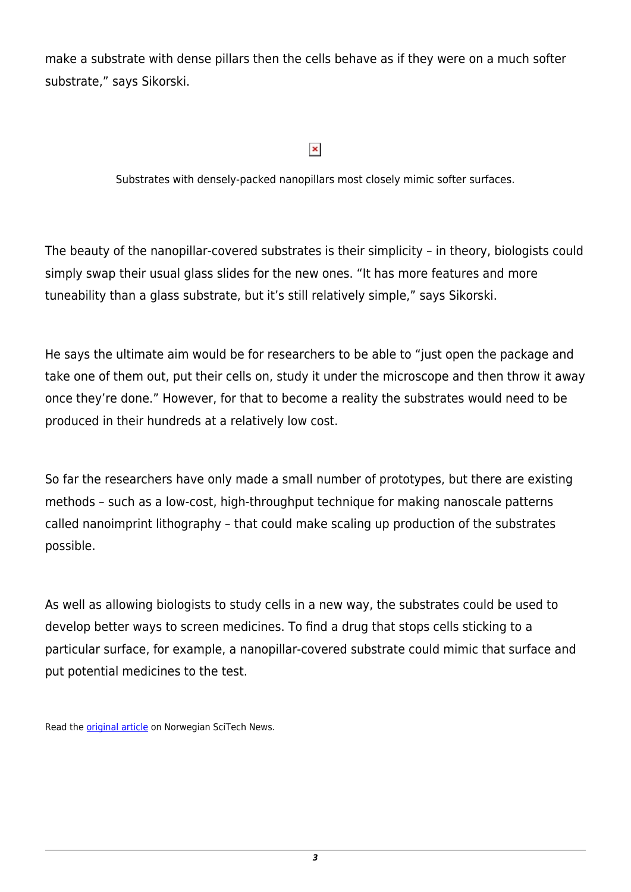make a substrate with dense pillars then the cells behave as if they were on a much softer substrate," says Sikorski.

Substrates with densely-packed nanopillars most closely mimic softer surfaces.

The beauty of the nanopillar-covered substrates is their simplicity – in theory, biologists could simply swap their usual glass slides for the new ones. "It has more features and more tuneability than a glass substrate, but it's still relatively simple," says Sikorski.

He says the ultimate aim would be for researchers to be able to "just open the package and take one of them out, put their cells on, study it under the microscope and then throw it away once they're done." However, for that to become a reality the substrates would need to be produced in their hundreds at a relatively low cost.

So far the researchers have only made a small number of prototypes, but there are existing methods – such as a low-cost, high-throughput technique for making nanoscale patterns called nanoimprint lithography – that could make scaling up production of the substrates possible.

As well as allowing biologists to study cells in a new way, the substrates could be used to develop better ways to screen medicines. To find a drug that stops cells sticking to a particular surface, for example, a nanopillar-covered substrate could mimic that surface and put potential medicines to the test.

Read the original article on Norwegian SciTech News.